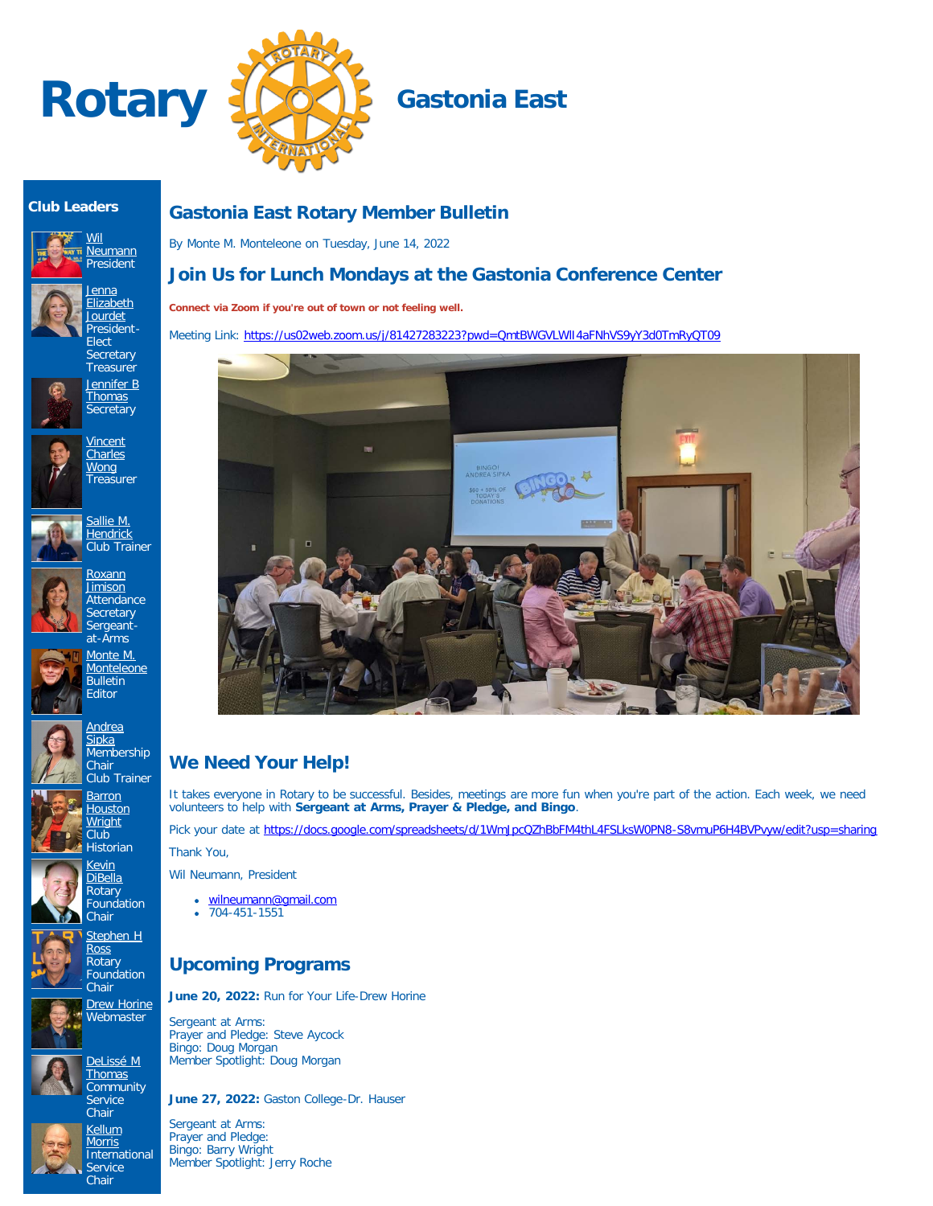# Rotary Gastonia East

### Club Leaders

Wil Neumann
President

Jenna Elizabeth Jourdet
President-Elect
Secretary
Treasurer

Jennifer B Thomas
Secretary

Vincent Charles Wong
Treasurer

Sallie M. Hendrick
Club Trainer

Roxann Jimison
Attendance Secretary
Sergeant-at-Arms

Monte M. Monteleone
Bulletin Editor

Andrea Sipka
Membership Chair
Club Trainer

Barron Houston Wright
Club Historian

Kevin DiBella
Rotary Foundation Chair

Stephen H Ross
Rotary Foundation Chair

Drew Horine
Webmaster

DeLissé M Thomas
Community Service Chair

Kellum Morris
International Service Chair

## Gastonia East Rotary Member Bulletin

By Monte M. Monteleone on Tuesday, June 14, 2022

## Join Us for Lunch Mondays at the Gastonia Conference Center

**Connect via Zoom if you're out of town or not feeling well.**

Meeting Link: https://us02web.zoom.us/j/81427283223?pwd=QmtBWGVLWlI4aFNhVS9yY3d0TmRyQT09

## We Need Your Help!

It takes everyone in Rotary to be successful. Besides, meetings are more fun when you're part of the action. Each week, we need volunteers to help with **Sergeant at Arms, Prayer & Pledge, and Bingo**.

Pick your date at https://docs.google.com/spreadsheets/d/1WmJpcQZhBbFM4thL4FSLksW0PN8-S8vmuP6H4BVPvyw/edit?usp=sharing

Thank You,

Wil Neumann, President

- wilneumann@gmail.com
- 704-451-1551

## Upcoming Programs

**June 20, 2022:** Run for Your Life-Drew Horine

Sergeant at Arms:
Prayer and Pledge: Steve Aycock
Bingo: Doug Morgan
Member Spotlight: Doug Morgan

**June 27, 2022:** Gaston College-Dr. Hauser

Sergeant at Arms:
Prayer and Pledge:
Bingo: Barry Wright
Member Spotlight: Jerry Roche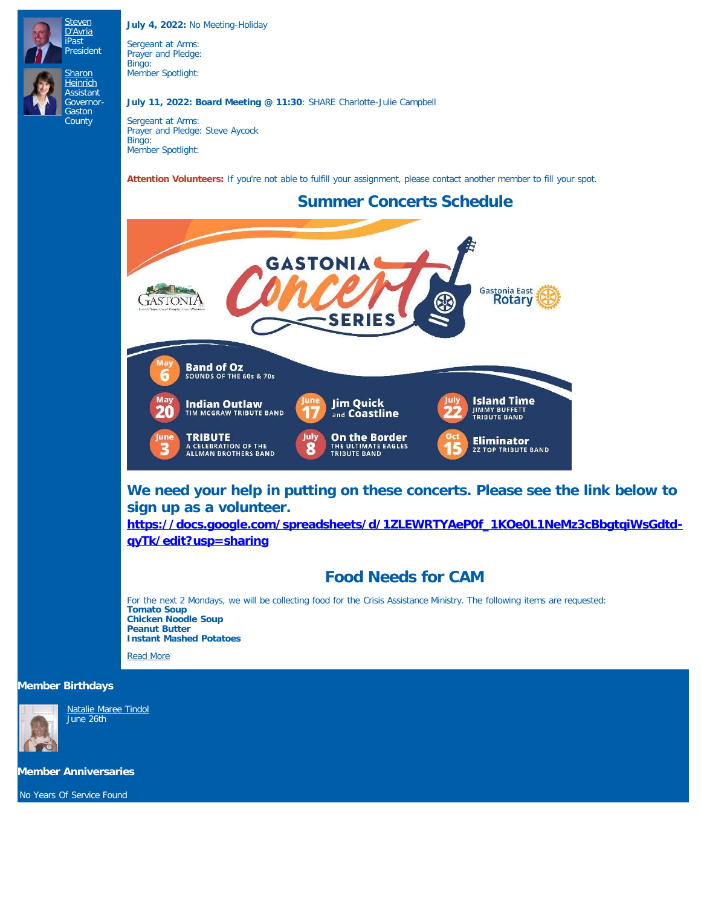Steven D'Avria
iPast President

Sharon Heinrich
Assistant Governor-Gaston County

**July 4, 2022:** No Meeting-Holiday

Sergeant at Arms:
Prayer and Pledge:
Bingo:
Member Spotlight:

**July 11, 2022: Board Meeting @ 11:30**: SHARE Charlotte-Julie Campbell

Sergeant at Arms:
Prayer and Pledge: Steve Aycock
Bingo:
Member Spotlight:

**Attention Volunteers:** If you're not able to fulfill your assignment, please contact another member to fill your spot.

## Summer Concerts Schedule

GASTONIA Concert SERIES

GASTONIA

Gastonia East Rotary

May 6 Band of Oz SOUNDS OF THE 60s & 70s

May 20 Indian Outlaw TIM MCGRAW TRIBUTE BAND

June 3 TRIBUTE A CELEBRATION OF THE ALLMAN BROTHERS BAND

June 17 Jim Quick and Coastline

July 8 On the Border THE ULTIMATE EAGLES TRIBUTE BAND

July 22 Island Time JIMMY BUFFETT TRIBUTE BAND

Oct 15 Eliminator ZZ TOP TRIBUTE BAND

### We need your help in putting on these concerts. Please see the link below to sign up as a volunteer.

**https://docs.google.com/spreadsheets/d/1ZLEWRTYAePOf_1KOe0L1NeMz3cBbgtqiWsGdtd-qyTk/edit?usp=sharing**

## Food Needs for CAM

For the next 2 Mondays, we will be collecting food for the Crisis Assistance Ministry. The following items are requested:
**Tomato Soup**
**Chicken Noodle Soup**
**Peanut Butter**
**Instant Mashed Potatoes**

Read More

**Member Birthdays**

Natalie Maree Tindol
June 26th

**Member Anniversaries**

No Years Of Service Found